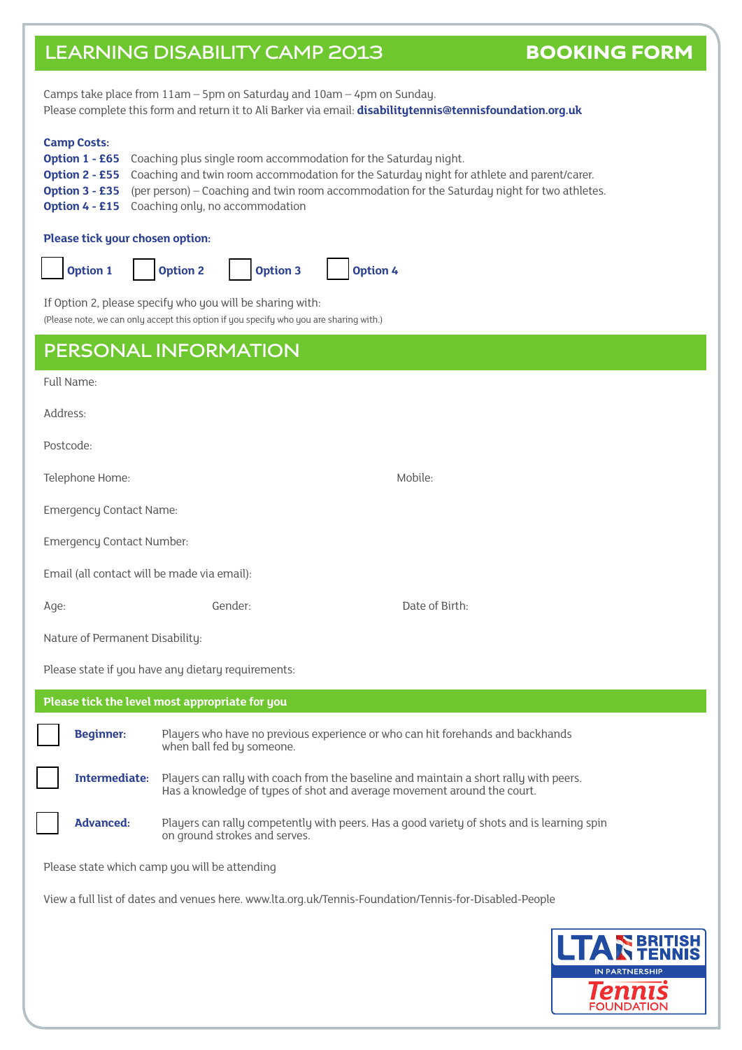# LEARNING DISABILITY CAMP 2013 — BOOKING FORM

Camps take place from 11am – 5pm on Saturday and 10am – 4pm on Sunday.
Please complete this form and return it to Ali Barker via email: **disabilitytennis@tennisfoundation.org.uk**

**Camp Costs:**

**Option 1 - £65** Coaching plus single room accommodation for the Saturday night.
**Option 2 - £55** Coaching and twin room accommodation for the Saturday night for athlete and parent/carer.
**Option 3 - £35** (per person) – Coaching and twin room accommodation for the Saturday night for two athletes.
**Option 4 - £15** Coaching only, no accommodation

**Please tick your chosen option:**

☐ **Option 1** ☐ **Option 2** ☐ **Option 3** ☐ **Option 4**

If Option 2, please specify who you will be sharing with:
(Please note, we can only accept this option if you specify who you are sharing with.)

## PERSONAL INFORMATION

Full Name:

Address:

Postcode:

Telephone Home: Mobile:

Emergency Contact Name:

Emergency Contact Number:

Email (all contact will be made via email):

Age: Gender: Date of Birth:

Nature of Permanent Disability:

Please state if you have any dietary requirements:

**Please tick the level most appropriate for you**

☐ **Beginner:** Players who have no previous experience or who can hit forehands and backhands when ball fed by someone.

☐ **Intermediate:** Players can rally with coach from the baseline and maintain a short rally with peers. Has a knowledge of types of shot and average movement around the court.

☐ **Advanced:** Players can rally competently with peers. Has a good variety of shots and is learning spin on ground strokes and serves.

Please state which camp you will be attending

View a full list of dates and venues here. www.lta.org.uk/Tennis-Foundation/Tennis-for-Disabled-People

LTA BRITISH TENNIS IN PARTNERSHIP Tennis FOUNDATION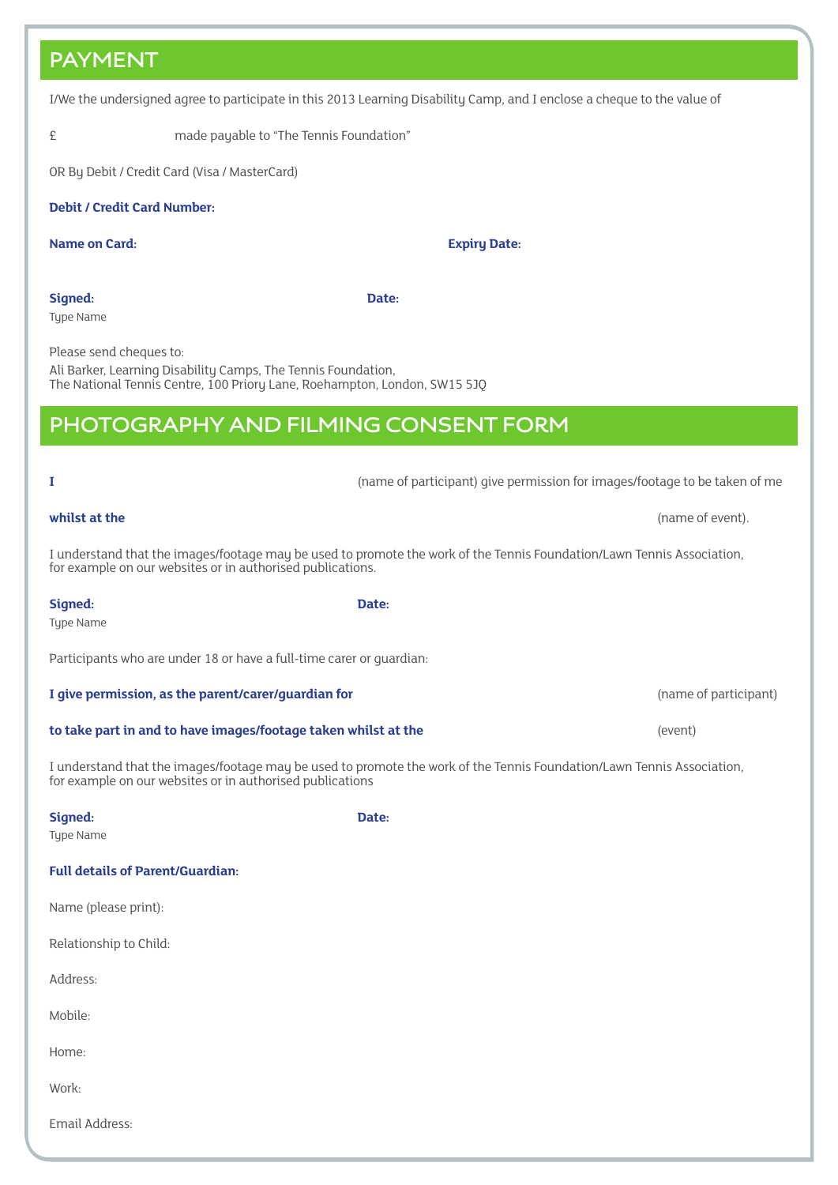## PAYMENT

I/We the undersigned agree to participate in this 2013 Learning Disability Camp, and I enclose a cheque to the value of

£ made payable to "The Tennis Foundation"

OR By Debit / Credit Card (Visa / MasterCard)

**Debit / Credit Card Number:**

**Name on Card:** **Expiry Date:**

**Signed:** **Date:**

Type Name

Please send cheques to:
Ali Barker, Learning Disability Camps, The Tennis Foundation,
The National Tennis Centre, 100 Priory Lane, Roehampton, London, SW15 5JQ

## PHOTOGRAPHY AND FILMING CONSENT FORM

**I** (name of participant) give permission for images/footage to be taken of me

**whilst at the** (name of event).

I understand that the images/footage may be used to promote the work of the Tennis Foundation/Lawn Tennis Association, for example on our websites or in authorised publications.

**Signed:** **Date:**

Type Name

Participants who are under 18 or have a full-time carer or guardian:

**I give permission, as the parent/carer/guardian for** (name of participant)

**to take part in and to have images/footage taken whilst at the** (event)

I understand that the images/footage may be used to promote the work of the Tennis Foundation/Lawn Tennis Association, for example on our websites or in authorised publications

**Signed:** **Date:**

Type Name

**Full details of Parent/Guardian:**

Name (please print):

Relationship to Child:

Address:

Mobile:

Home:

Work:

Email Address: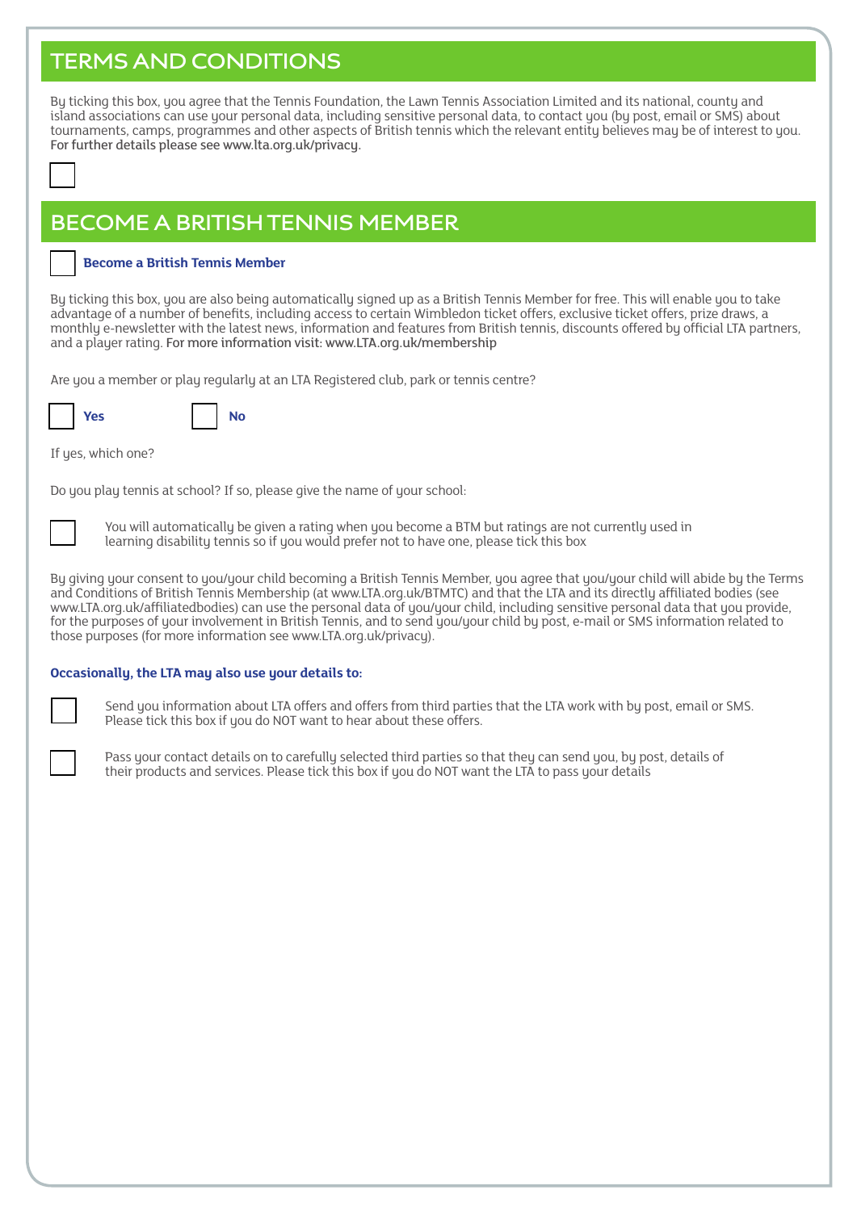## TERMS AND CONDITIONS

By ticking this box, you agree that the Tennis Foundation, the Lawn Tennis Association Limited and its national, county and island associations can use your personal data, including sensitive personal data, to contact you (by post, email or SMS) about tournaments, camps, programmes and other aspects of British tennis which the relevant entity believes may be of interest to you. For further details please see www.lta.org.uk/privacy.

☐

## BECOME A BRITISH TENNIS MEMBER

☐ **Become a British Tennis Member**

By ticking this box, you are also being automatically signed up as a British Tennis Member for free. This will enable you to take advantage of a number of benefits, including access to certain Wimbledon ticket offers, exclusive ticket offers, prize draws, a monthly e-newsletter with the latest news, information and features from British tennis, discounts offered by official LTA partners, and a player rating. For more information visit: www.LTA.org.uk/membership

Are you a member or play regularly at an LTA Registered club, park or tennis centre?

☐ **Yes** ☐ **No**

If yes, which one?

Do you play tennis at school? If so, please give the name of your school:

☐ You will automatically be given a rating when you become a BTM but ratings are not currently used in learning disability tennis so if you would prefer not to have one, please tick this box

By giving your consent to you/your child becoming a British Tennis Member, you agree that you/your child will abide by the Terms and Conditions of British Tennis Membership (at www.LTA.org.uk/BTMTC) and that the LTA and its directly affiliated bodies (see www.LTA.org.uk/affiliatedbodies) can use the personal data of you/your child, including sensitive personal data that you provide, for the purposes of your involvement in British Tennis, and to send you/your child by post, e-mail or SMS information related to those purposes (for more information see www.LTA.org.uk/privacy).

**Occasionally, the LTA may also use your details to:**

☐ Send you information about LTA offers and offers from third parties that the LTA work with by post, email or SMS. Please tick this box if you do NOT want to hear about these offers.

☐ Pass your contact details on to carefully selected third parties so that they can send you, by post, details of their products and services. Please tick this box if you do NOT want the LTA to pass your details